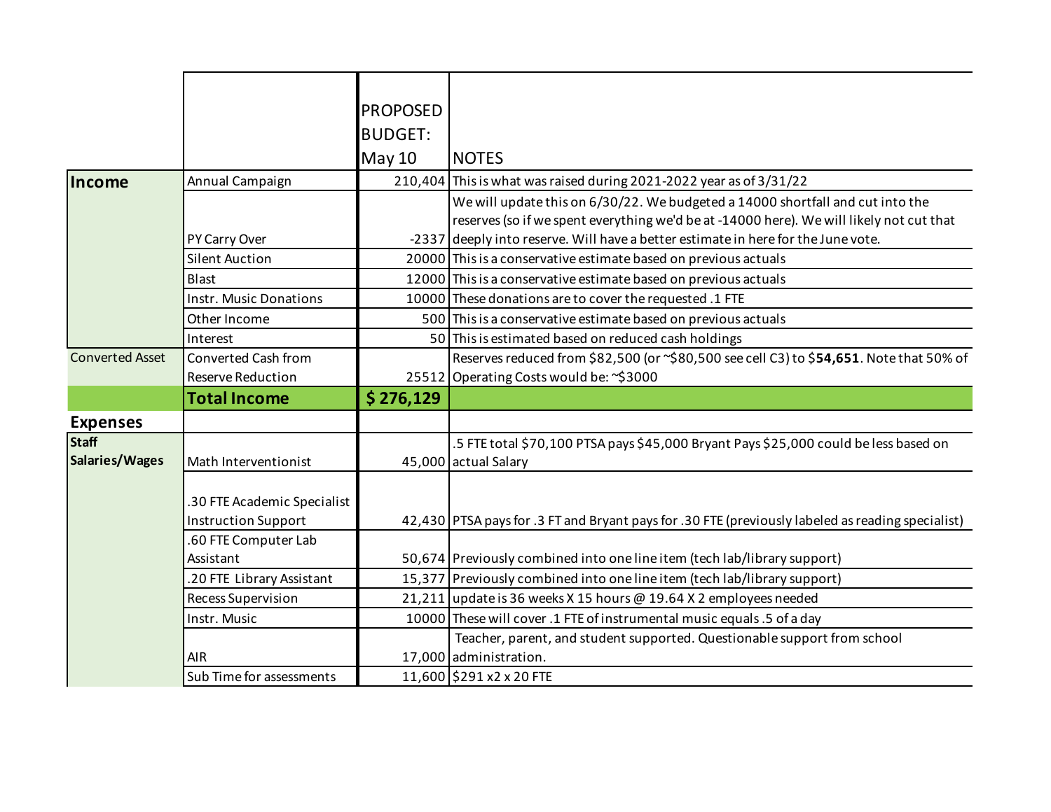| | | PROPOSED BUDGET: May 10 | NOTES |
|---|---|---|---|
| **Income** | Annual Campaign | 210,404 | This is what was raised during 2021-2022 year as of 3/31/22 |
| | PY Carry Over | -2337 | We will update this on 6/30/22. We budgeted a 14000 shortfall and cut into the reserves (so if we spent everything we'd be at -14000 here). We will likely not cut that deeply into reserve. Will have a better estimate in here for the June vote. |
| | Silent Auction | 20000 | This is a conservative estimate based on previous actuals |
| | Blast | 12000 | This is a conservative estimate based on previous actuals |
| | Instr. Music Donations | 10000 | These donations are to cover the requested .1 FTE |
| | Other Income | 500 | This is a conservative estimate based on previous actuals |
| | Interest | 50 | This is estimated based on reduced cash holdings |
| Converted Asset | Converted Cash from Reserve Reduction | 25512 | Reserves reduced from $82,500 (or ~$80,500 see cell C3) to $**54,651**. Note that 50% of Operating Costs would be: ~$3000 |
| | **Total Income** | **$ 276,129** | |
| **Expenses** | | | |
| **Staff Salaries/Wages** | Math Interventionist | 45,000 | .5 FTE total $70,100 PTSA pays $45,000 Bryant Pays $25,000 could be less based on actual Salary |
| | .30 FTE Academic Specialist Instruction Support | 42,430 | PTSA pays for .3 FT and Bryant pays for .30 FTE (previously labeled as reading specialist) |
| | .60 FTE Computer Lab Assistant | 50,674 | Previously combined into one line item (tech lab/library support) |
| | .20 FTE Library Assistant | 15,377 | Previously combined into one line item (tech lab/library support) |
| | Recess Supervision | 21,211 | update is 36 weeks X 15 hours @ 19.64 X 2 employees needed |
| | Instr. Music | 10000 | These will cover .1 FTE of instrumental music equals .5 of a day |
| | AIR | 17,000 | Teacher, parent, and student supported. Questionable support from school administration. |
| | Sub Time for assessments | 11,600 | $291 x2 x 20 FTE |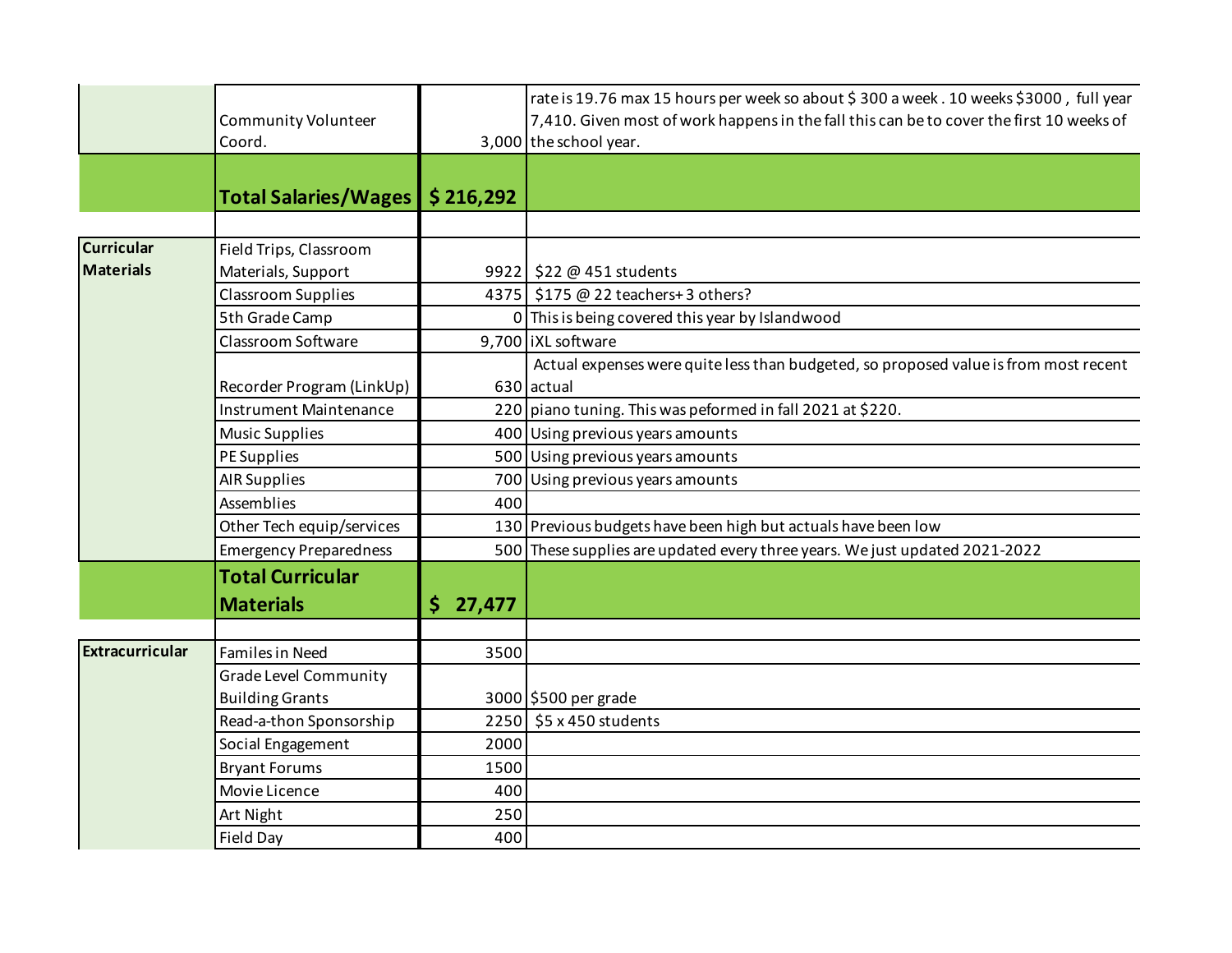| | | | |
|---|---|---|---|
| | Community Volunteer Coord. | 3,000 | rate is 19.76 max 15 hours per week so about $ 300 a week . 10 weeks $3000 , full year 7,410. Given most of work happens in the fall this can be to cover the first 10 weeks of the school year. |
| | **Total Salaries/Wages** | **$ 216,292** | |
| | | | |
| **Curricular Materials** | Field Trips, Classroom Materials, Support | 9922 | $22 @ 451 students |
| | Classroom Supplies | 4375 | $175 @ 22 teachers+ 3 others? |
| | 5th Grade Camp | 0 | This is being covered this year by Islandwood |
| | Classroom Software | 9,700 | iXL software |
| | Recorder Program (LinkUp) | 630 | Actual expenses were quite less than budgeted, so proposed value is from most recent actual |
| | Instrument Maintenance | 220 | piano tuning. This was peformed in fall 2021 at $220. |
| | Music Supplies | 400 | Using previous years amounts |
| | PE Supplies | 500 | Using previous years amounts |
| | AIR Supplies | 700 | Using previous years amounts |
| | Assemblies | 400 | |
| | Other Tech equip/services | 130 | Previous budgets have been high but actuals have been low |
| | Emergency Preparedness | 500 | These supplies are updated every three years. We just updated 2021-2022 |
| | **Total Curricular Materials** | **$ 27,477** | |
| | | | |
| **Extracurricular** | Familes in Need | 3500 | |
| | Grade Level Community Building Grants | 3000 | $500 per grade |
| | Read-a-thon Sponsorship | 2250 | $5 x 450 students |
| | Social Engagement | 2000 | |
| | Bryant Forums | 1500 | |
| | Movie Licence | 400 | |
| | Art Night | 250 | |
| | Field Day | 400 | |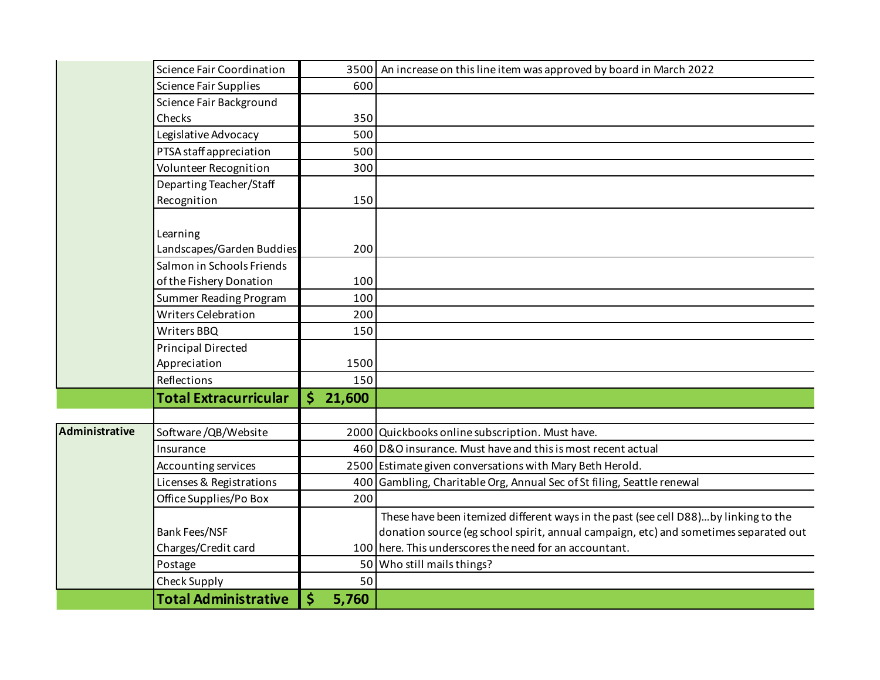| | | | |
|---|---|---|---|
| | Science Fair Coordination | 3500 | An increase on this line item was approved by board in March 2022 |
| | Science Fair Supplies | 600 | |
| | Science Fair Background Checks | 350 | |
| | Legislative Advocacy | 500 | |
| | PTSA staff appreciation | 500 | |
| | Volunteer Recognition | 300 | |
| | Departing Teacher/Staff Recognition | 150 | |
| | Learning Landscapes/Garden Buddies | 200 | |
| | Salmon in Schools Friends of the Fishery Donation | 100 | |
| | Summer Reading Program | 100 | |
| | Writers Celebration | 200 | |
| | Writers BBQ | 150 | |
| | Principal Directed Appreciation | 1500 | |
| | Reflections | 150 | |
| | **Total Extracurricular** | **$ 21,600** | |
| | | | |
| **Administrative** | Software /QB/Website | 2000 | Quickbooks online subscription. Must have. |
| | Insurance | 460 | D&O insurance. Must have and this is most recent actual |
| | Accounting services | 2500 | Estimate given conversations with Mary Beth Herold. |
| | Licenses & Registrations | 400 | Gambling, Charitable Org, Annual Sec of St filing, Seattle renewal |
| | Office Supplies/Po Box | 200 | |
| | Bank Fees/NSF Charges/Credit card | 100 | These have been itemized different ways in the past (see cell D88)...by linking to the donation source (eg school spirit, annual campaign, etc) and sometimes separated out here. This underscores the need for an accountant. |
| | Postage | 50 | Who still mails things? |
| | Check Supply | 50 | |
| | **Total Administrative** | **$ 5,760** | |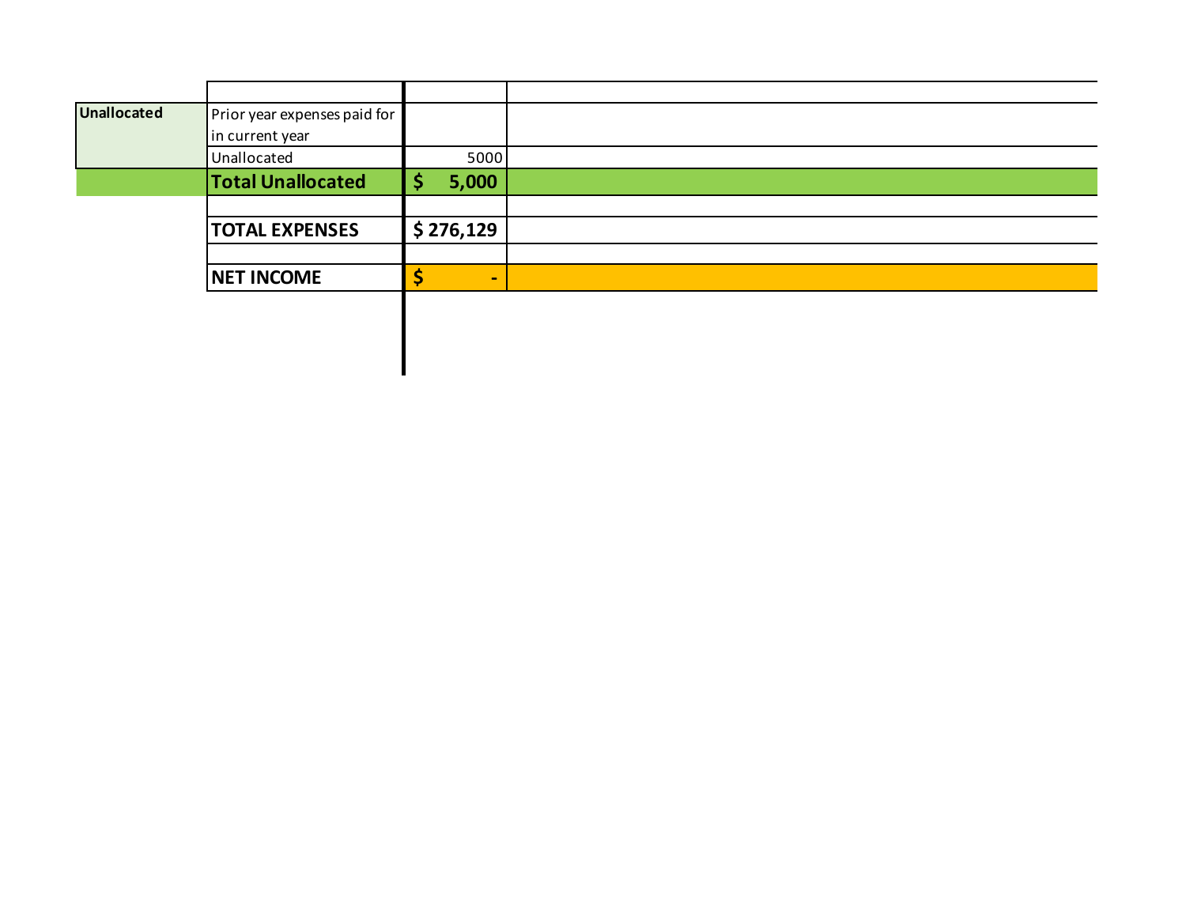| | | | |
|---|---|---|---|
| | | | |
| **Unallocated** | Prior year expenses paid for in current year | | |
| | Unallocated | 5000 | |
| | **Total Unallocated** | **$ 5,000** | |
| | | | |
| | **TOTAL EXPENSES** | **$ 276,129** | |
| | | | |
| | **NET INCOME** | **$ -** | |